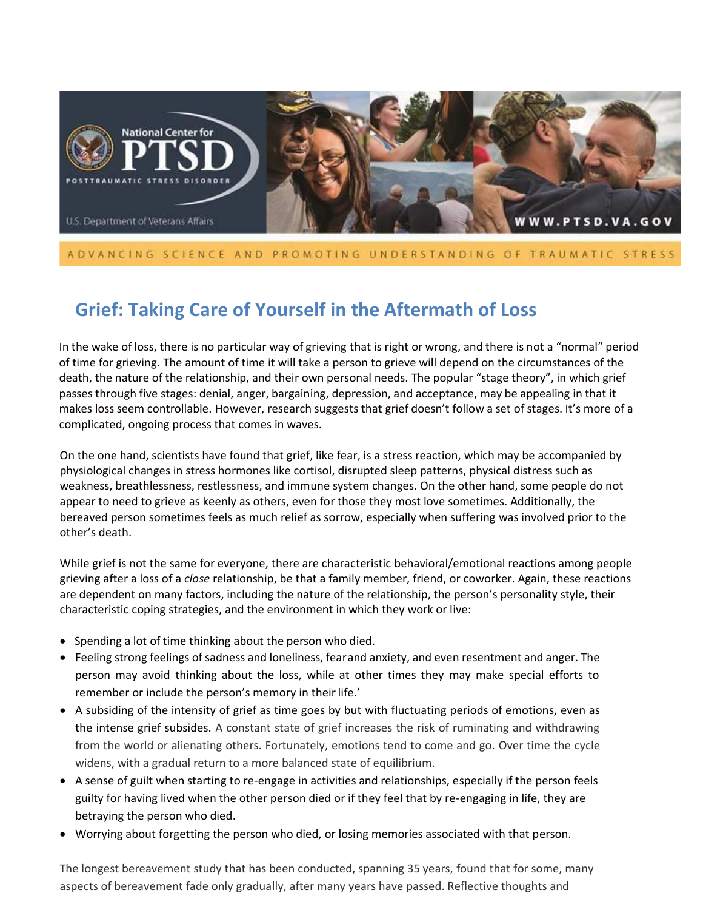# Grief: Taking Care of Yourself in the Aftermath of Loss

In the wake of loss, there is no particular way of grieving that is right or wrong, and there is not a "normal" period of time for grieving. The amount of time it will take a person to grieve will depend on the circumstances of the death, the nature of the relationship, and their own personal needs. The popular "stage theory", in which grief passes through five stages: denial, anger, bargaining, depression, and acceptance, may be appealing in that it makes loss seem controllable. However, research suggests that grief doesn't follow a set of stages. It's more of a complicated, ongoing process that comes in waves.

On the one hand, scientists have found that grief, like fear, is a stress reaction, which may be accompanied by physiological changes in stress hormones like cortisol, disrupted sleep patterns, physical distress such as weakness, breathlessness, restlessness, and immune system changes. On the other hand, some people do not appear to need to grieve as keenly as others, even for those they most love sometimes. Additionally, the bereaved person sometimes feels as much relief as sorrow, especially when suffering was involved prior to the other's death.

While grief is not the same for everyone, there are characteristic behavioral/emotional reactions among people grieving after a loss of a *close* relationship, be that a family member, friend, or coworker. Again, these reactions are dependent on many factors, including the nature of the relationship, the person's personality style, their characteristic coping strategies, and the environment in which they work or live:

- Spending a lot of time thinking about the person who died.
- Feeling strong feelings of sadness and loneliness, fear and anxiety, and even resentment and anger. The person may avoid thinking about the loss, while at other times they may make special efforts to remember or include the person's memory in their life.'
- A subsiding of the intensity of grief as time goes by but with fluctuating periods of emotions, even as the intense grief subsides. A constant state of grief increases the risk of ruminating and withdrawing from the world or alienating others. Fortunately, emotions tend to come and go. Over time the cycle widens, with a gradual return to a more balanced state of equilibrium.
- A sense of guilt when starting to re-engage in activities and relationships, especially if the person feels guilty for having lived when the other person died or if they feel that by re-engaging in life, they are betraying the person who died.
- Worrying about forgetting the person who died, or losing memories associated with that person.

The longest bereavement study that has been conducted, spanning 35 years, found that for some, many aspects of bereavement fade only gradually, after many years have passed. Reflective thoughts and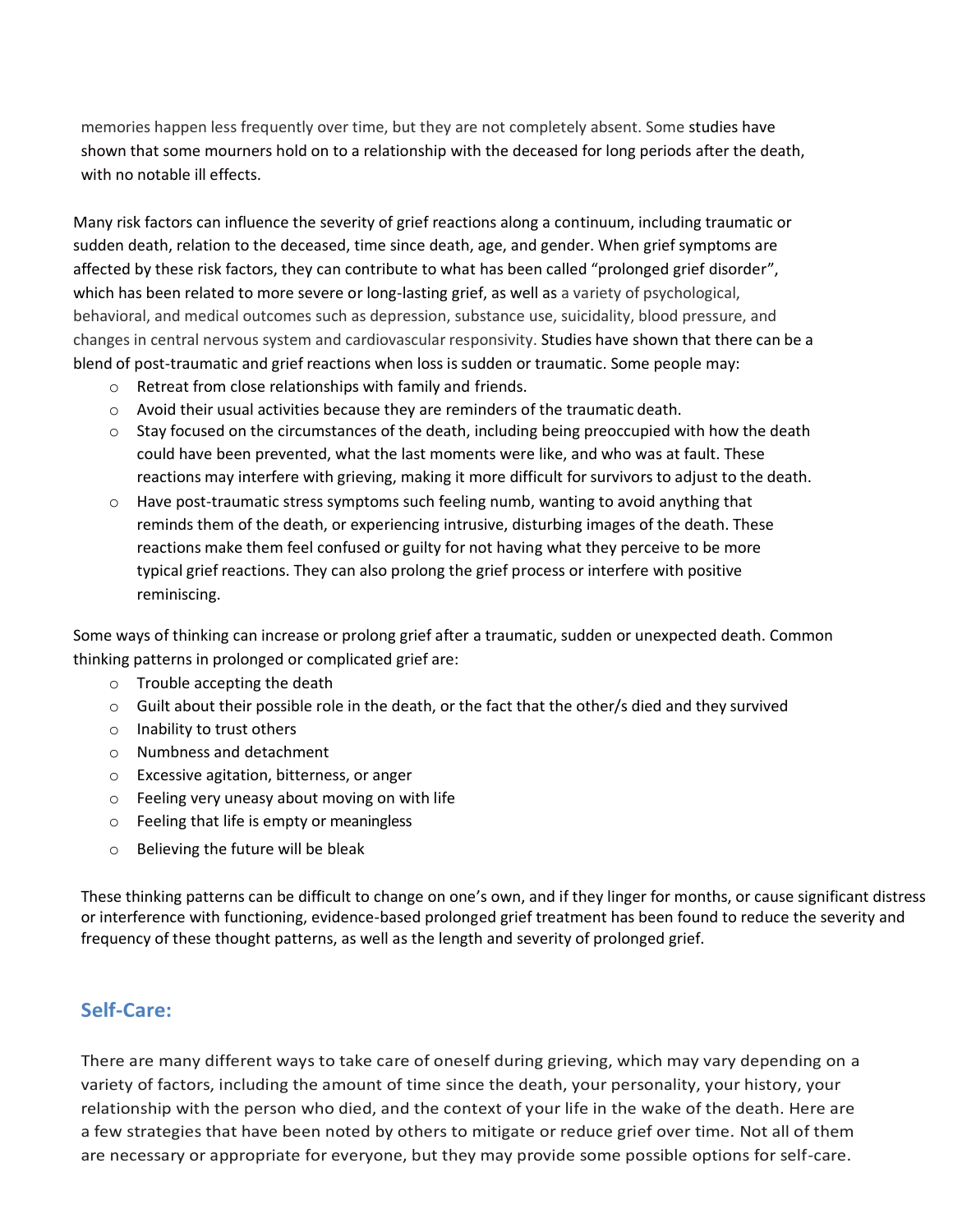memories happen less frequently over time, but they are not completely absent. Some studies have shown that some mourners hold on to a relationship with the deceased for long periods after the death, with no notable ill effects.

Many risk factors can influence the severity of grief reactions along a continuum, including traumatic or sudden death, relation to the deceased, time since death, age, and gender. When grief symptoms are affected by these risk factors, they can contribute to what has been called "prolonged grief disorder", which has been related to more severe or long-lasting grief, as well as a variety of psychological, behavioral, and medical outcomes such as depression, substance use, suicidality, blood pressure, and changes in central nervous system and cardiovascular responsivity. Studies have shown that there can be a blend of post-traumatic and grief reactions when loss is sudden or traumatic. Some people may:

- Retreat from close relationships with family and friends.
- Avoid their usual activities because they are reminders of the traumatic death.
- Stay focused on the circumstances of the death, including being preoccupied with how the death could have been prevented, what the last moments were like, and who was at fault. These reactions may interfere with grieving, making it more difficult for survivors to adjust to the death.
- Have post-traumatic stress symptoms such feeling numb, wanting to avoid anything that reminds them of the death, or experiencing intrusive, disturbing images of the death. These reactions make them feel confused or guilty for not having what they perceive to be more typical grief reactions. They can also prolong the grief process or interfere with positive reminiscing.

Some ways of thinking can increase or prolong grief after a traumatic, sudden or unexpected death. Common thinking patterns in prolonged or complicated grief are:

- Trouble accepting the death
- Guilt about their possible role in the death, or the fact that the other/s died and they survived
- Inability to trust others
- Numbness and detachment
- Excessive agitation, bitterness, or anger
- Feeling very uneasy about moving on with life
- Feeling that life is empty or meaningless
- Believing the future will be bleak

These thinking patterns can be difficult to change on one's own, and if they linger for months, or cause significant distress or interference with functioning, evidence-based prolonged grief treatment has been found to reduce the severity and frequency of these thought patterns, as well as the length and severity of prolonged grief.

## Self-Care:

There are many different ways to take care of oneself during grieving, which may vary depending on a variety of factors, including the amount of time since the death, your personality, your history, your relationship with the person who died, and the context of your life in the wake of the death. Here are a few strategies that have been noted by others to mitigate or reduce grief over time. Not all of them are necessary or appropriate for everyone, but they may provide some possible options for self-care.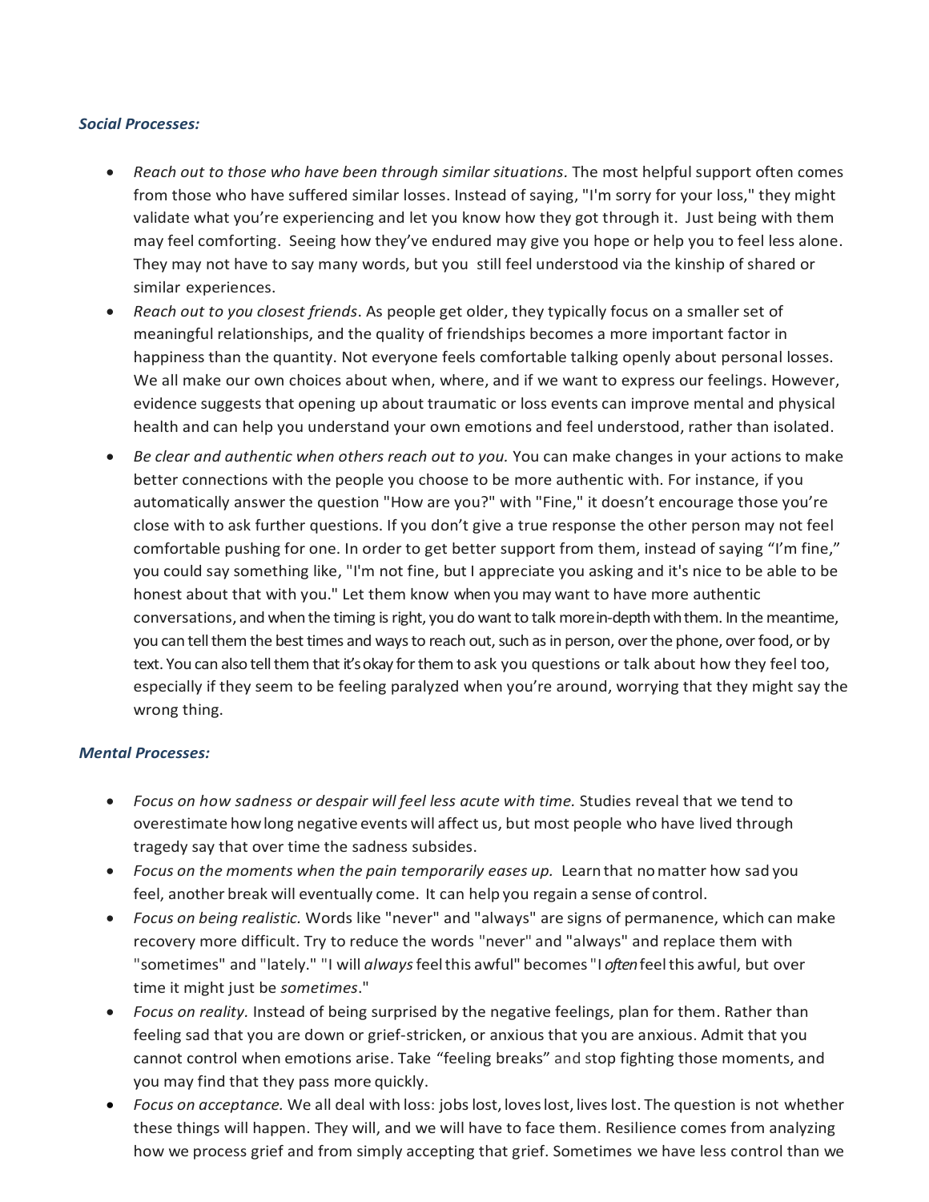***Social Processes:***

- *Reach out to those who have been through similar situations.* The most helpful support often comes from those who have suffered similar losses. Instead of saying, "I'm sorry for your loss," they might validate what you're experiencing and let you know how they got through it. Just being with them may feel comforting. Seeing how they've endured may give you hope or help you to feel less alone. They may not have to say many words, but you still feel understood via the kinship of shared or similar experiences.
- *Reach out to you closest friends*. As people get older, they typically focus on a smaller set of meaningful relationships, and the quality of friendships becomes a more important factor in happiness than the quantity. Not everyone feels comfortable talking openly about personal losses. We all make our own choices about when, where, and if we want to express our feelings. However, evidence suggests that opening up about traumatic or loss events can improve mental and physical health and can help you understand your own emotions and feel understood, rather than isolated.
- *Be clear and authentic when others reach out to you.* You can make changes in your actions to make better connections with the people you choose to be more authentic with. For instance, if you automatically answer the question "How are you?" with "Fine," it doesn't encourage those you're close with to ask further questions. If you don't give a true response the other person may not feel comfortable pushing for one. In order to get better support from them, instead of saying "I'm fine," you could say something like, "I'm not fine, but I appreciate you asking and it's nice to be able to be honest about that with you." Let them know when you may want to have more authentic conversations, and when the timing is right, you do want to talk more in-depth with them. In the meantime, you can tell them the best times and ways to reach out, such as in person, over the phone, over food, or by text. You can also tell them that it's okay for them to ask you questions or talk about how they feel too, especially if they seem to be feeling paralyzed when you're around, worrying that they might say the wrong thing.

***Mental Processes:***

- *Focus on how sadness or despair will feel less acute with time.* Studies reveal that we tend to overestimate how long negative events will affect us, but most people who have lived through tragedy say that over time the sadness subsides.
- *Focus on the moments when the pain temporarily eases up.* Learn that no matter how sad you feel, another break will eventually come. It can help you regain a sense of control.
- *Focus on being realistic.* Words like "never" and "always" are signs of permanence, which can make recovery more difficult. Try to reduce the words "never" and "always" and replace them with "sometimes" and "lately." "I will *always* feel this awful" becomes "I *often* feel this awful, but over time it might just be *sometimes*."
- *Focus on reality.* Instead of being surprised by the negative feelings, plan for them. Rather than feeling sad that you are down or grief-stricken, or anxious that you are anxious. Admit that you cannot control when emotions arise. Take "feeling breaks" and stop fighting those moments, and you may find that they pass more quickly.
- *Focus on acceptance.* We all deal with loss: jobs lost, loves lost, lives lost. The question is not whether these things will happen. They will, and we will have to face them. Resilience comes from analyzing how we process grief and from simply accepting that grief. Sometimes we have less control than we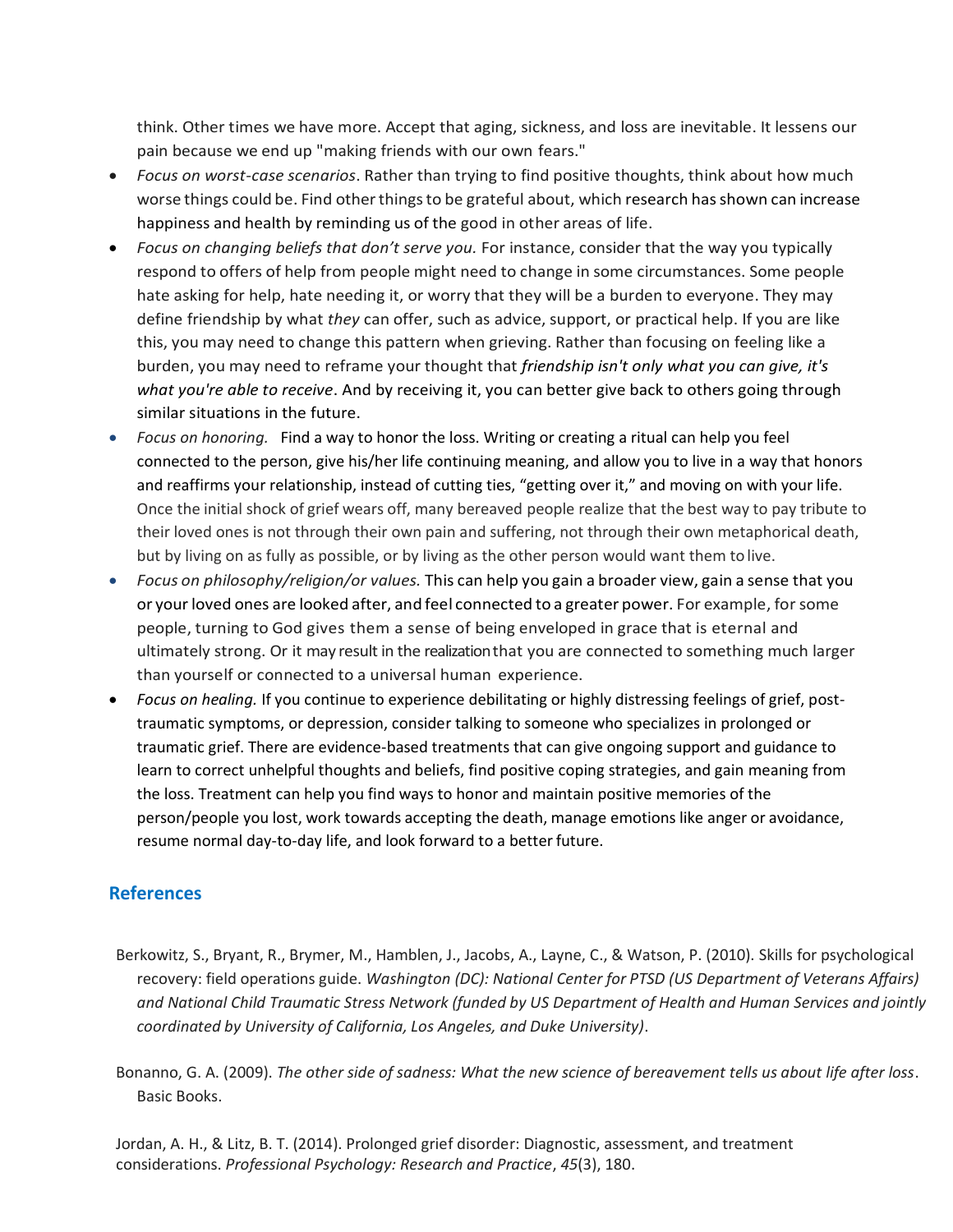think. Other times we have more. Accept that aging, sickness, and loss are inevitable. It lessens our pain because we end up "making friends with our own fears."

- *Focus on worst-case scenarios*. Rather than trying to find positive thoughts, think about how much worse things could be. Find other things to be grateful about, which research has shown can increase happiness and health by reminding us of the good in other areas of life.
- *Focus on changing beliefs that don't serve you.* For instance, consider that the way you typically respond to offers of help from people might need to change in some circumstances. Some people hate asking for help, hate needing it, or worry that they will be a burden to everyone. They may define friendship by what *they* can offer, such as advice, support, or practical help. If you are like this, you may need to change this pattern when grieving. Rather than focusing on feeling like a burden, you may need to reframe your thought that *friendship isn't only what you can give, it's what you're able to receive*. And by receiving it, you can better give back to others going through similar situations in the future.
- *Focus on honoring.* Find a way to honor the loss. Writing or creating a ritual can help you feel connected to the person, give his/her life continuing meaning, and allow you to live in a way that honors and reaffirms your relationship, instead of cutting ties, "getting over it," and moving on with your life. Once the initial shock of grief wears off, many bereaved people realize that the best way to pay tribute to their loved ones is not through their own pain and suffering, not through their own metaphorical death, but by living on as fully as possible, or by living as the other person would want them to live.
- *Focus on philosophy/religion/or values.* This can help you gain a broader view, gain a sense that you or your loved ones are looked after, and feel connected to a greater power. For example, for some people, turning to God gives them a sense of being enveloped in grace that is eternal and ultimately strong. Or it may result in the realization that you are connected to something much larger than yourself or connected to a universal human experience.
- *Focus on healing.* If you continue to experience debilitating or highly distressing feelings of grief, post-traumatic symptoms, or depression, consider talking to someone who specializes in prolonged or traumatic grief. There are evidence-based treatments that can give ongoing support and guidance to learn to correct unhelpful thoughts and beliefs, find positive coping strategies, and gain meaning from the loss. Treatment can help you find ways to honor and maintain positive memories of the person/people you lost, work towards accepting the death, manage emotions like anger or avoidance, resume normal day-to-day life, and look forward to a better future.

## References

Berkowitz, S., Bryant, R., Brymer, M., Hamblen, J., Jacobs, A., Layne, C., & Watson, P. (2010). Skills for psychological recovery: field operations guide. *Washington (DC): National Center for PTSD (US Department of Veterans Affairs) and National Child Traumatic Stress Network (funded by US Department of Health and Human Services and jointly coordinated by University of California, Los Angeles, and Duke University)*.

Bonanno, G. A. (2009). *The other side of sadness: What the new science of bereavement tells us about life after loss*. Basic Books.

Jordan, A. H., & Litz, B. T. (2014). Prolonged grief disorder: Diagnostic, assessment, and treatment considerations. *Professional Psychology: Research and Practice*, *45*(3), 180.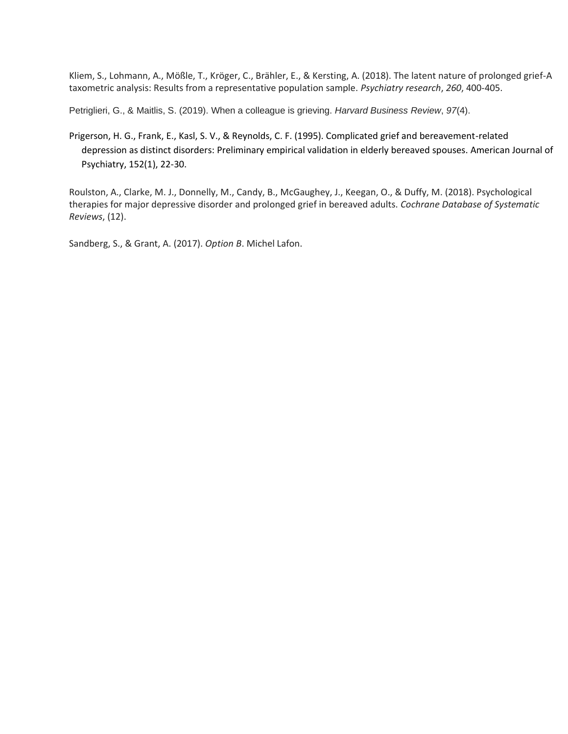Kliem, S., Lohmann, A., Mößle, T., Kröger, C., Brähler, E., & Kersting, A. (2018). The latent nature of prolonged grief-A taxometric analysis: Results from a representative population sample. *Psychiatry research*, *260*, 400-405.

Petriglieri, G., & Maitlis, S. (2019). When a colleague is grieving. *Harvard Business Review*, *97*(4).

Prigerson, H. G., Frank, E., Kasl, S. V., & Reynolds, C. F. (1995). Complicated grief and bereavement-related depression as distinct disorders: Preliminary empirical validation in elderly bereaved spouses. American Journal of Psychiatry, 152(1), 22-30.

Roulston, A., Clarke, M. J., Donnelly, M., Candy, B., McGaughey, J., Keegan, O., & Duffy, M. (2018). Psychological therapies for major depressive disorder and prolonged grief in bereaved adults. *Cochrane Database of Systematic Reviews*, (12).

Sandberg, S., & Grant, A. (2017). *Option B*. Michel Lafon.